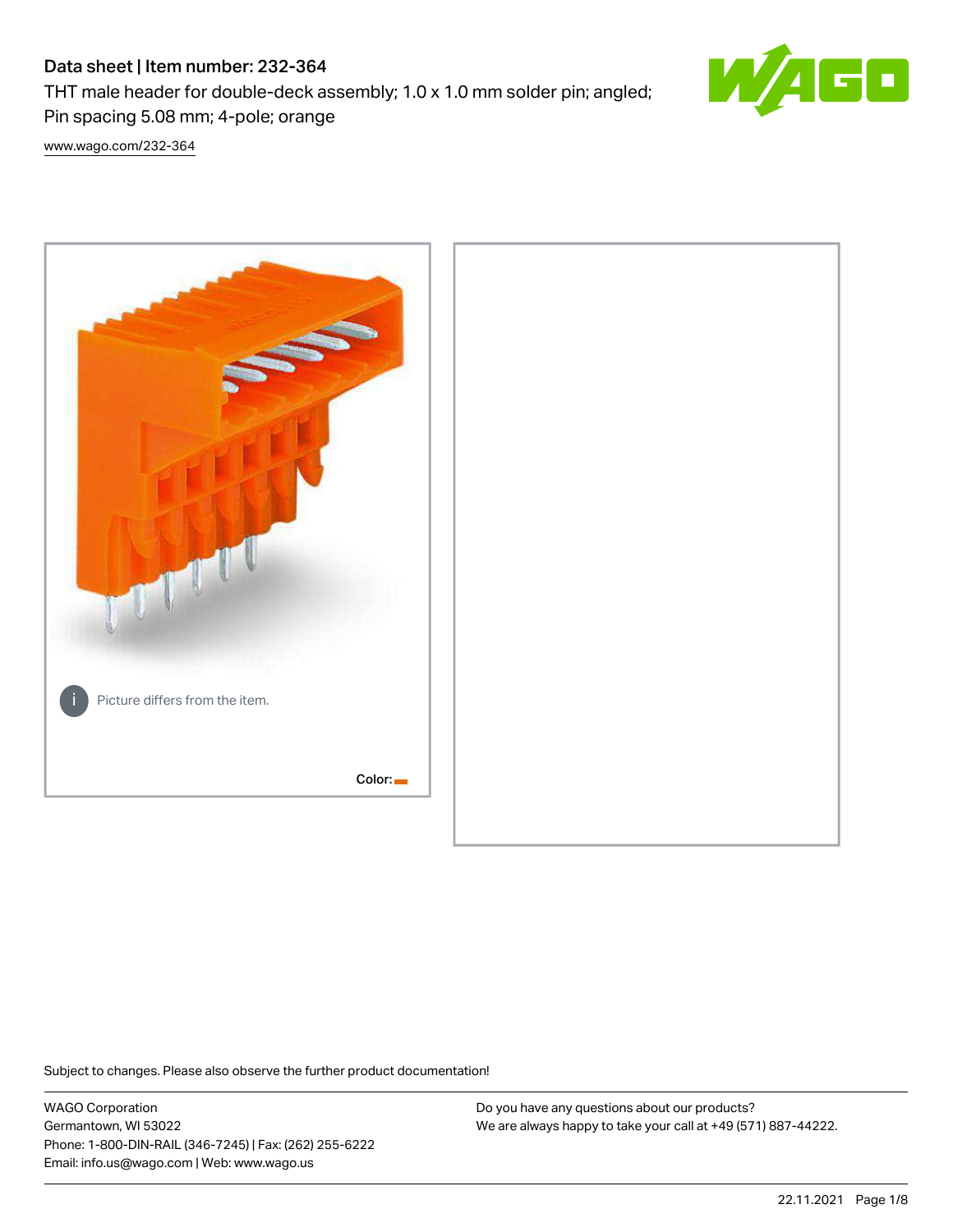# Data sheet | Item number: 232-364

THT male header for double-deck assembly; 1.0 x 1.0 mm solder pin; angled; Pin spacing 5.08 mm; 4-pole; orange

www.wago.com/232-364

Picture differs from the item.

Color:

Subject to changes. Please also observe the further product documentation!

WAGO Corporation
Germantown, WI 53022
Phone: 1-800-DIN-RAIL (346-7245) | Fax: (262) 255-6222
Email: info.us@wago.com | Web: www.wago.us

Do you have any questions about our products?
We are always happy to take your call at +49 (571) 887-44222.

22.11.2021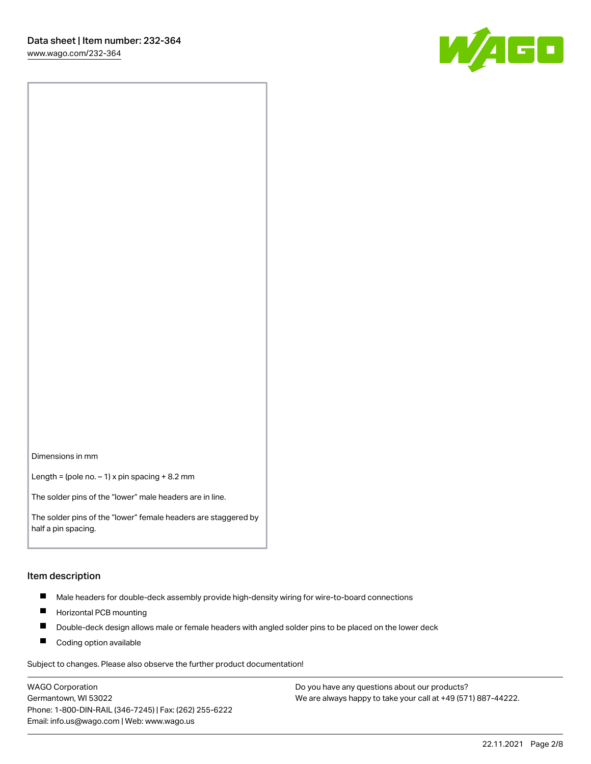Dimensions in mm

Length = (pole no. – 1) x pin spacing + 8.2 mm

The solder pins of the “lower” male headers are in line.

The solder pins of the “lower” female headers are staggered by half a pin spacing.

## Item description

- Male headers for double-deck assembly provide high-density wiring for wire-to-board connections
- Horizontal PCB mounting
- Double-deck design allows male or female headers with angled solder pins to be placed on the lower deck
- Coding option available

Subject to changes. Please also observe the further product documentation!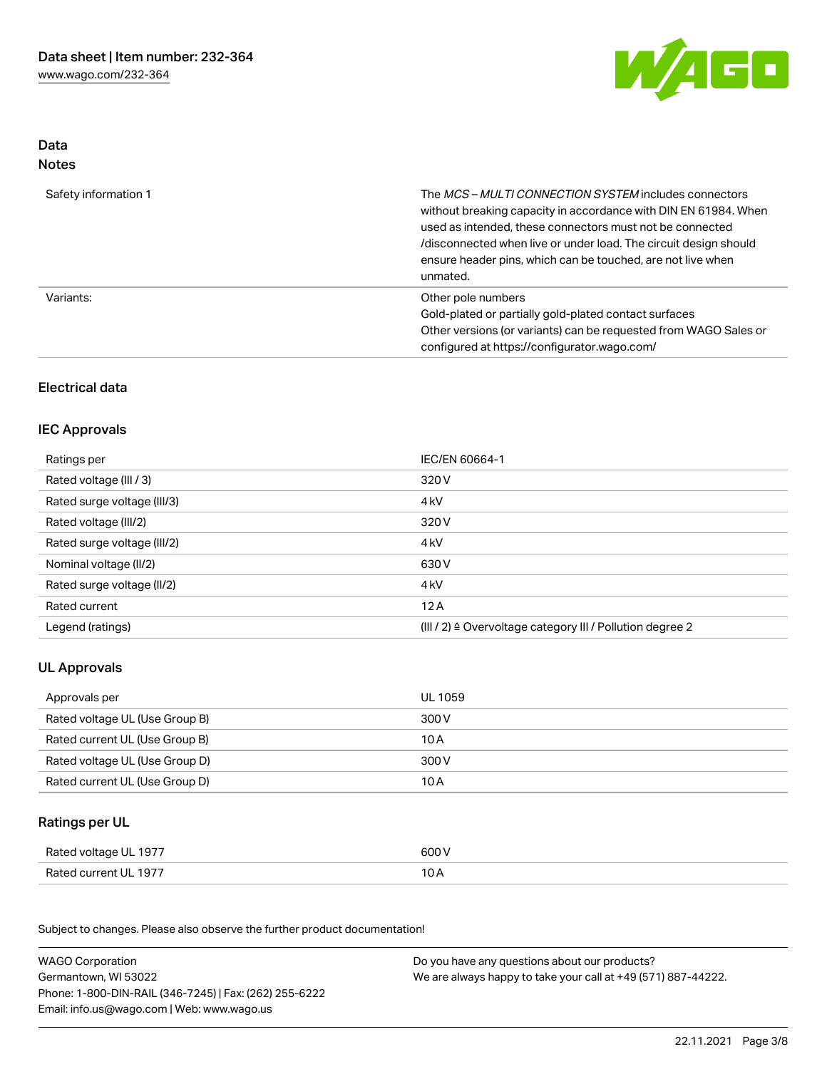## Data

### Notes

| | |
|---|---|
| Safety information 1 | The *MCS – MULTI CONNECTION SYSTEM* includes connectors without breaking capacity in accordance with DIN EN 61984. When used as intended, these connectors must not be connected /disconnected when live or under load. The circuit design should ensure header pins, which can be touched, are not live when unmated. |
| Variants: | Other pole numbers<br>Gold-plated or partially gold-plated contact surfaces<br>Other versions (or variants) can be requested from WAGO Sales or configured at https://configurator.wago.com/ |

## Electrical data

### IEC Approvals

| | |
|---|---|
| Ratings per | IEC/EN 60664-1 |
| Rated voltage (III / 3) | 320 V |
| Rated surge voltage (III/3) | 4 kV |
| Rated voltage (III/2) | 320 V |
| Rated surge voltage (III/2) | 4 kV |
| Nominal voltage (II/2) | 630 V |
| Rated surge voltage (II/2) | 4 kV |
| Rated current | 12 A |
| Legend (ratings) | (III / 2) ≙ Overvoltage category III / Pollution degree 2 |

### UL Approvals

| | |
|---|---|
| Approvals per | UL 1059 |
| Rated voltage UL (Use Group B) | 300 V |
| Rated current UL (Use Group B) | 10 A |
| Rated voltage UL (Use Group D) | 300 V |
| Rated current UL (Use Group D) | 10 A |

### Ratings per UL

| | |
|---|---|
| Rated voltage UL 1977 | 600 V |
| Rated current UL 1977 | 10 A |

Subject to changes. Please also observe the further product documentation!

WAGO Corporation
Germantown, WI 53022
Phone: 1-800-DIN-RAIL (346-7245) | Fax: (262) 255-6222
Email: info.us@wago.com | Web: www.wago.us

Do you have any questions about our products?
We are always happy to take your call at +49 (571) 887-44222.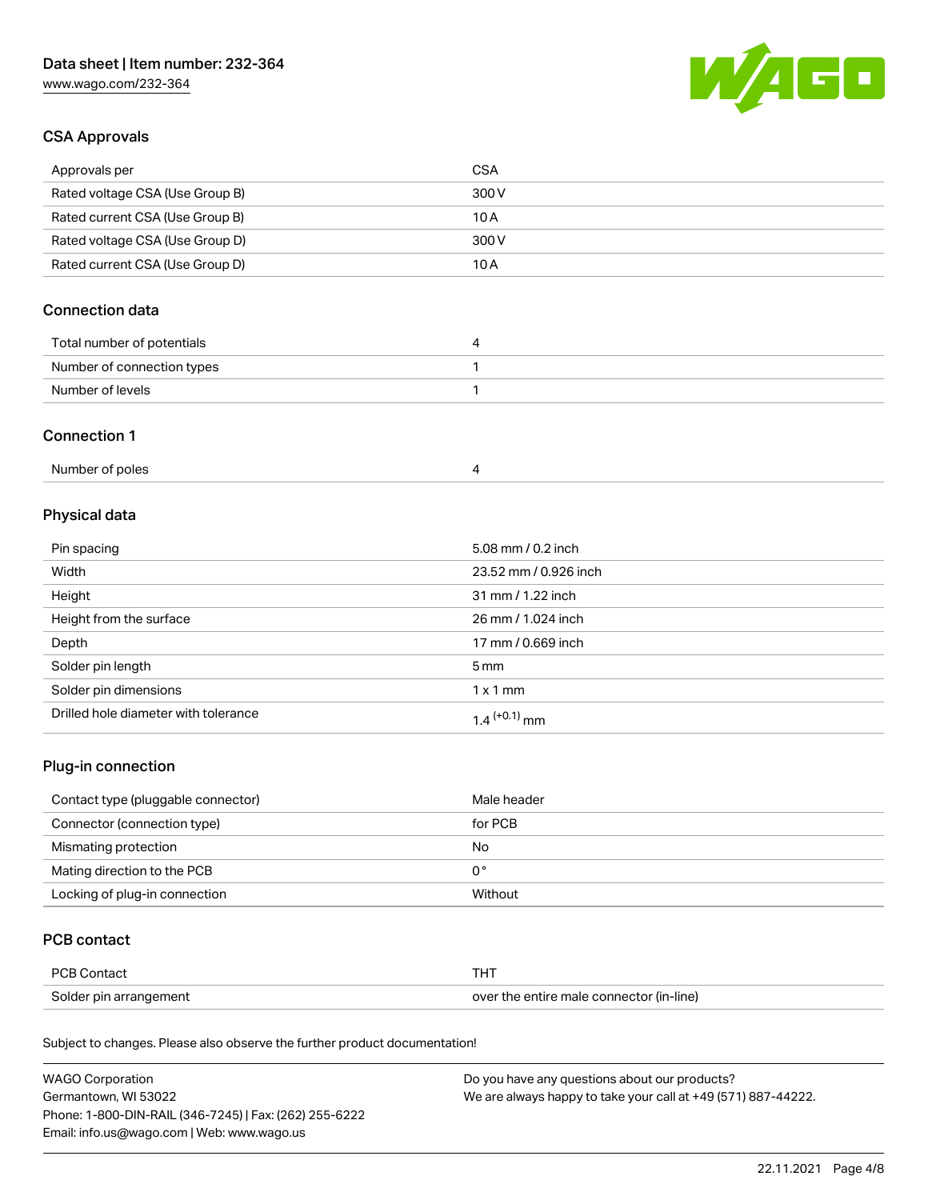## CSA Approvals

| Approvals per | CSA |
| --- | --- |
| Rated voltage CSA (Use Group B) | 300 V |
| Rated current CSA (Use Group B) | 10 A |
| Rated voltage CSA (Use Group D) | 300 V |
| Rated current CSA (Use Group D) | 10 A |

## Connection data

| Total number of potentials | 4 |
| --- | --- |
| Number of connection types | 1 |
| Number of levels | 1 |

## Connection 1

| Number of poles | 4 |
| --- | --- |

## Physical data

| Pin spacing | 5.08 mm / 0.2 inch |
| --- | --- |
| Width | 23.52 mm / 0.926 inch |
| Height | 31 mm / 1.22 inch |
| Height from the surface | 26 mm / 1.024 inch |
| Depth | 17 mm / 0.669 inch |
| Solder pin length | 5 mm |
| Solder pin dimensions | 1 x 1 mm |
| Drilled hole diameter with tolerance | $1.4^{(+0.1)}$ mm |

## Plug-in connection

| Contact type (pluggable connector) | Male header |
| --- | --- |
| Connector (connection type) | for PCB |
| Mismating protection | No |
| Mating direction to the PCB | 0 ° |
| Locking of plug-in connection | Without |

## PCB contact

| PCB Contact | THT |
| --- | --- |
| Solder pin arrangement | over the entire male connector (in-line) |

Subject to changes. Please also observe the further product documentation!

WAGO Corporation
Germantown, WI 53022
Phone: 1-800-DIN-RAIL (346-7245) | Fax: (262) 255-6222
Email: info.us@wago.com | Web: www.wago.us

Do you have any questions about our products?
We are always happy to take your call at +49 (571) 887-44222.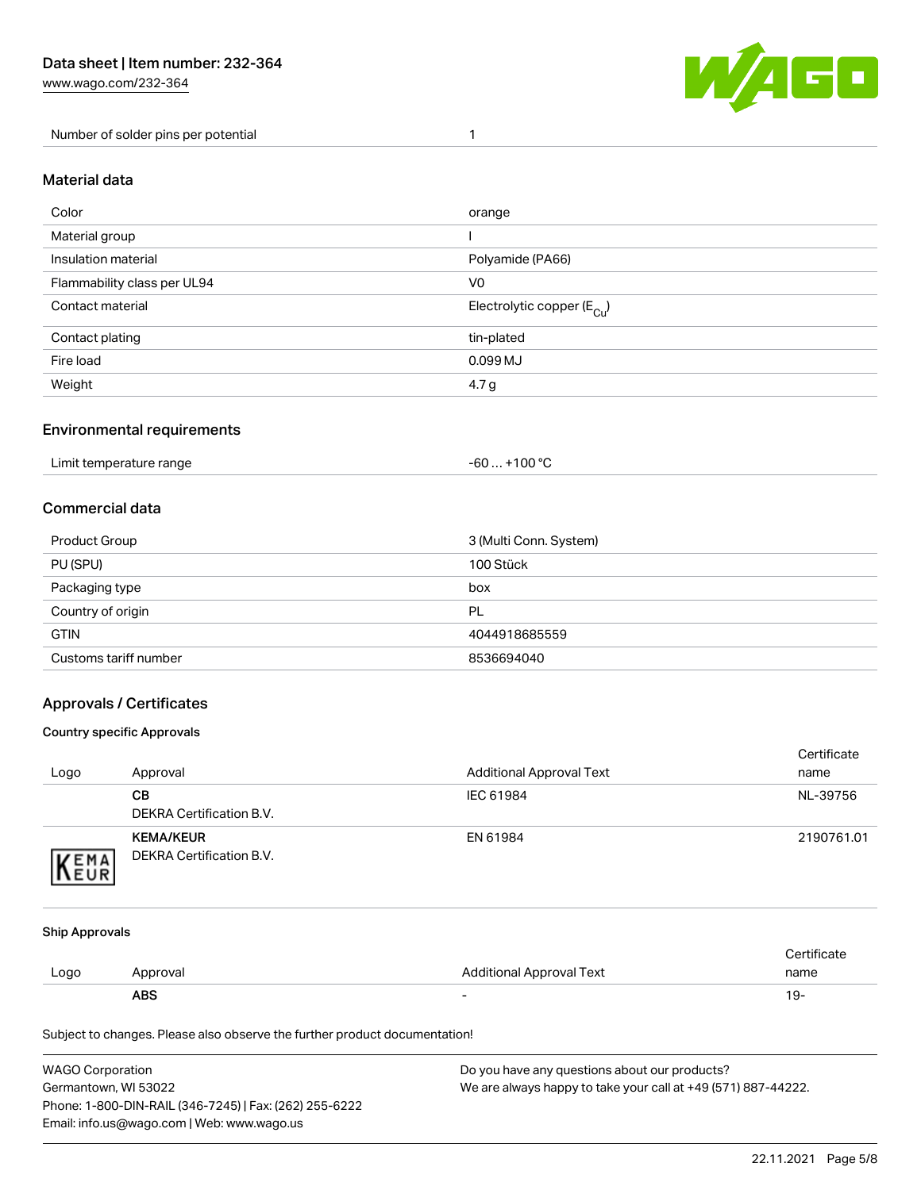| Number of solder pins per potential | 1 |
| --- | --- |

## Material data

| Color | orange |
| --- | --- |
| Material group | I |
| Insulation material | Polyamide (PA66) |
| Flammability class per UL94 | V0 |
| Contact material | Electrolytic copper ($E_{Cu}$) |
| Contact plating | tin-plated |
| Fire load | 0.099 MJ |
| Weight | 4.7 g |

## Environmental requirements

| Limit temperature range | -60 … +100 °C |
| --- | --- |

## Commercial data

| Product Group | 3 (Multi Conn. System) |
| --- | --- |
| PU (SPU) | 100 Stück |
| Packaging type | box |
| Country of origin | PL |
| GTIN | 4044918685559 |
| Customs tariff number | 8536694040 |

## Approvals / Certificates

### Country specific Approvals

| Logo | Approval | Additional Approval Text | Certificate name |
| --- | --- | --- | --- |
| | **CB** DEKRA Certification B.V. | IEC 61984 | NL-39756 |
| | **KEMA/KEUR** DEKRA Certification B.V. | EN 61984 | 2190761.01 |

### Ship Approvals

| Logo | Approval | Additional Approval Text | Certificate name |
| --- | --- | --- | --- |
| | **ABS** | - | 19- |

Subject to changes. Please also observe the further product documentation!

WAGO Corporation
Germantown, WI 53022
Phone: 1-800-DIN-RAIL (346-7245) | Fax: (262) 255-6222
Email: info.us@wago.com | Web: www.wago.us

Do you have any questions about our products?
We are always happy to take your call at +49 (571) 887-44222.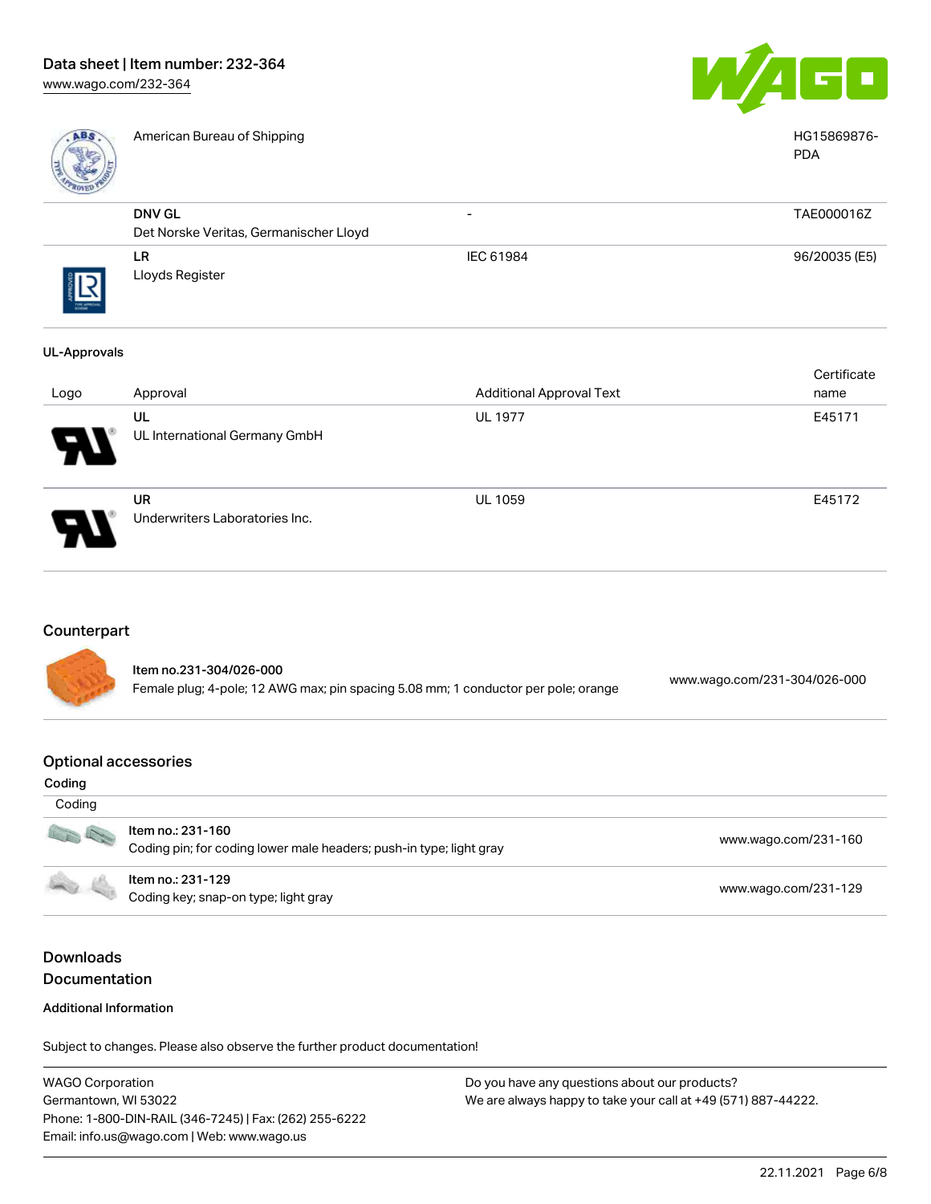| | | | |
|---|---|---|---|
| | American Bureau of Shipping | | HG15869876-PDA |
| | **DNV GL**<br>Det Norske Veritas, Germanischer Lloyd | - | TAE000016Z |
| | **LR**<br>Lloyds Register | IEC 61984 | 96/20035 (E5) |

**UL-Approvals**

| Logo | Approval | Additional Approval Text | Certificate name |
|---|---|---|---|
| | **UL**<br>UL International Germany GmbH | UL 1977 | E45171 |
| | **UR**<br>Underwriters Laboratories Inc. | UL 1059 | E45172 |

## Counterpart

| | |
|---|---|
| **Item no.231-304/026-000**<br>Female plug; 4-pole; 12 AWG max; pin spacing 5.08 mm; 1 conductor per pole; orange | www.wago.com/231-304/026-000 |

## Optional accessories

**Coding**

| Coding | |
|---|---|
| **Item no.: 231-160**<br>Coding pin; for coding lower male headers; push-in type; light gray | www.wago.com/231-160 |
| **Item no.: 231-129**<br>Coding key; snap-on type; light gray | www.wago.com/231-129 |

## Downloads

## Documentation

**Additional Information**

Subject to changes. Please also observe the further product documentation!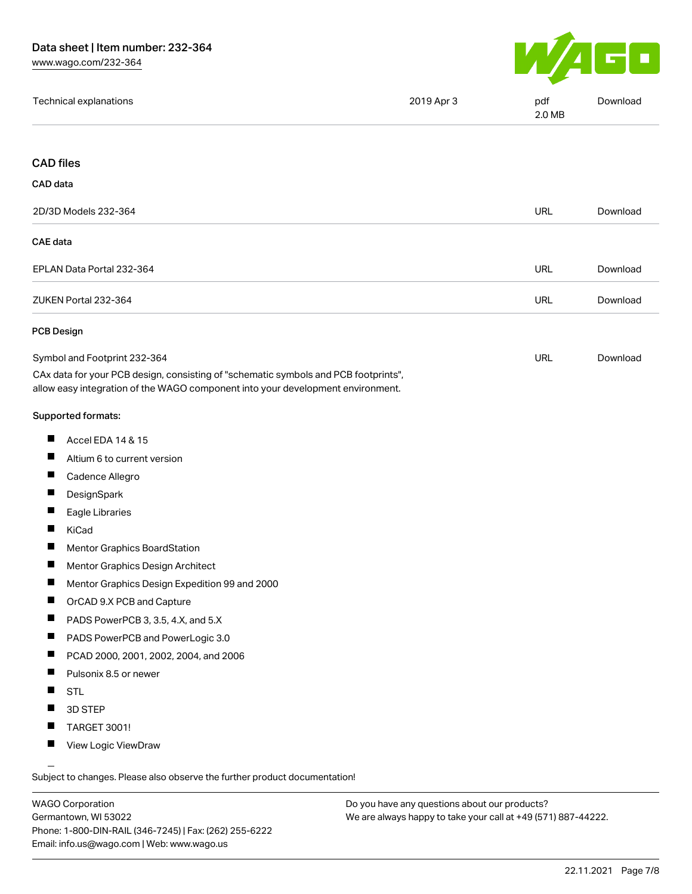| Technical explanations | 2019 Apr 3 | pdf<br>2.0 MB | Download |
| --- | --- | --- | --- |

## CAD files

### CAD data

| 2D/3D Models 232-364 | URL | Download |
| --- | --- | --- |

### CAE data

| EPLAN Data Portal 232-364 | URL | Download |
| --- | --- | --- |
| ZUKEN Portal 232-364 | URL | Download |

### PCB Design

| Symbol and Footprint 232-364 | URL | Download |
| --- | --- | --- |

CAx data for your PCB design, consisting of "schematic symbols and PCB footprints", allow easy integration of the WAGO component into your development environment.

Supported formats:

- Accel EDA 14 & 15
- Altium 6 to current version
- Cadence Allegro
- DesignSpark
- Eagle Libraries
- KiCad
- Mentor Graphics BoardStation
- Mentor Graphics Design Architect
- Mentor Graphics Design Expedition 99 and 2000
- OrCAD 9.X PCB and Capture
- PADS PowerPCB 3, 3.5, 4.X, and 5.X
- PADS PowerPCB and PowerLogic 3.0
- PCAD 2000, 2001, 2002, 2004, and 2006
- Pulsonix 8.5 or newer
- STL
- 3D STEP
- TARGET 3001!
- View Logic ViewDraw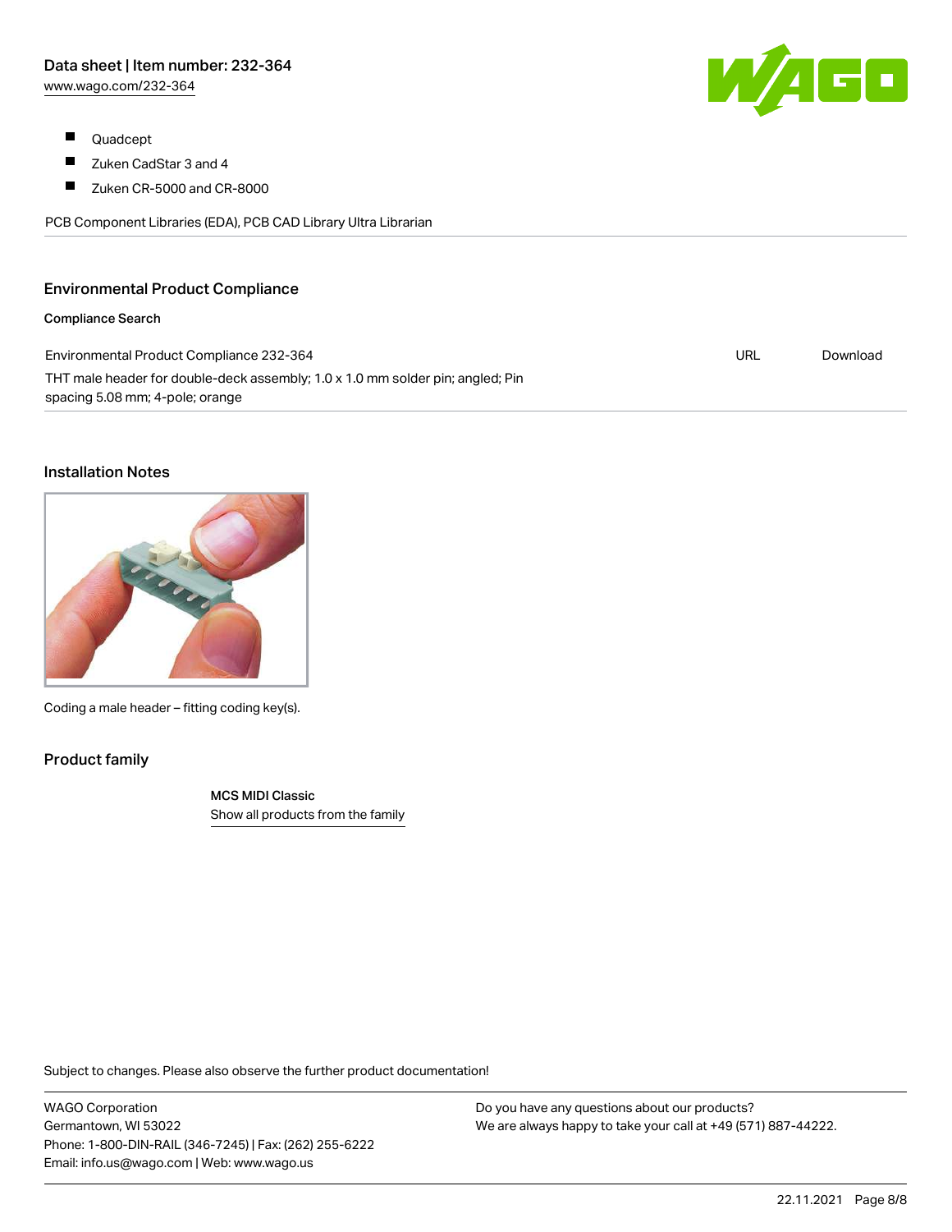- Quadcept
- Zuken CadStar 3 and 4
- Zuken CR-5000 and CR-8000

PCB Component Libraries (EDA), PCB CAD Library Ultra Librarian

## Environmental Product Compliance

### Compliance Search

| | | |
|---|---|---|
| Environmental Product Compliance 232-364<br>THT male header for double-deck assembly; 1.0 x 1.0 mm solder pin; angled; Pin spacing 5.08 mm; 4-pole; orange | URL | Download |

## Installation Notes

Coding a male header – fitting coding key(s).

## Product family

**MCS MIDI Classic**

Show all products from the family

Subject to changes. Please also observe the further product documentation!

WAGO Corporation
Germantown, WI 53022
Phone: 1-800-DIN-RAIL (346-7245) | Fax: (262) 255-6222
Email: info.us@wago.com | Web: www.wago.us

Do you have any questions about our products?
We are always happy to take your call at +49 (571) 887-44222.